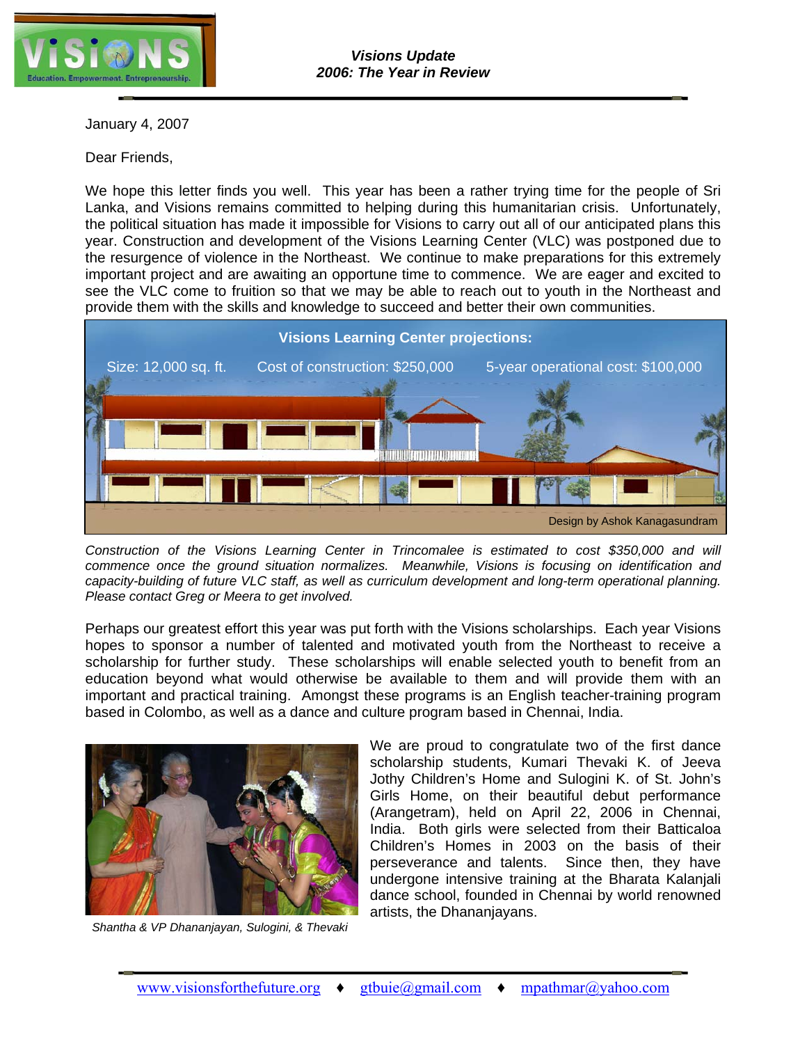*Visions Update*
***2006: The Year in Review***

January 4, 2007

Dear Friends,

We hope this letter finds you well. This year has been a rather trying time for the people of Sri Lanka, and Visions remains committed to helping during this humanitarian crisis. Unfortunately, the political situation has made it impossible for Visions to carry out all of our anticipated plans this year. Construction and development of the Visions Learning Center (VLC) was postponed due to the resurgence of violence in the Northeast. We continue to make preparations for this extremely important project and are awaiting an opportune time to commence. We are eager and excited to see the VLC come to fruition so that we may be able to reach out to youth in the Northeast and provide them with the skills and knowledge to succeed and better their own communities.

**Visions Learning Center projections:**

Size: 12,000 sq. ft. Cost of construction: $250,000 5-year operational cost: $100,000

Design by Ashok Kanagasundram

*Construction of the Visions Learning Center in Trincomalee is estimated to cost $350,000 and will commence once the ground situation normalizes. Meanwhile, Visions is focusing on identification and capacity-building of future VLC staff, as well as curriculum development and long-term operational planning. Please contact Greg or Meera to get involved.*

Perhaps our greatest effort this year was put forth with the Visions scholarships. Each year Visions hopes to sponsor a number of talented and motivated youth from the Northeast to receive a scholarship for further study. These scholarships will enable selected youth to benefit from an education beyond what would otherwise be available to them and will provide them with an important and practical training. Amongst these programs is an English teacher-training program based in Colombo, as well as a dance and culture program based in Chennai, India.

We are proud to congratulate two of the first dance scholarship students, Kumari Thevaki K. of Jeeva Jothy Children's Home and Sulogini K. of St. John's Girls Home, on their beautiful debut performance (Arangetram), held on April 22, 2006 in Chennai, India. Both girls were selected from their Batticaloa Children's Homes in 2003 on the basis of their perseverance and talents. Since then, they have undergone intensive training at the Bharata Kalanjali dance school, founded in Chennai by world renowned artists, the Dhananjayans.

*Shantha & VP Dhananjayan, Sulogini, & Thevaki*

www.visionsforthefuture.org ♦ gtbuie@gmail.com ♦ mpathmar@yahoo.com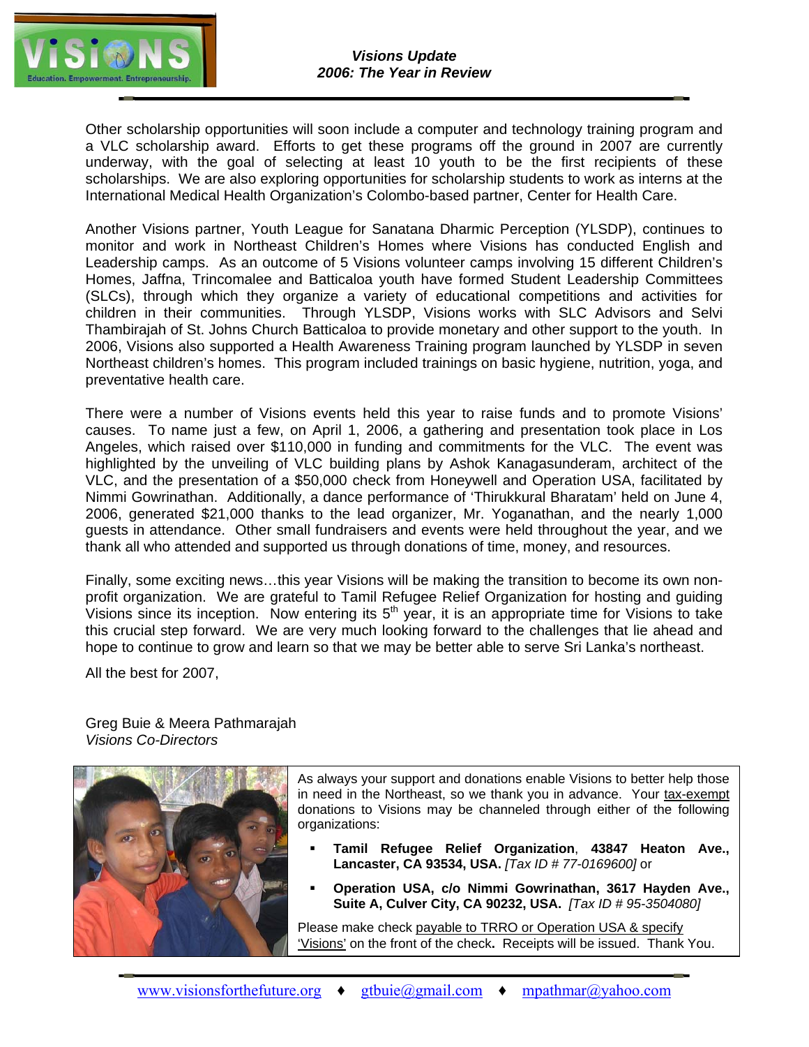Other scholarship opportunities will soon include a computer and technology training program and a VLC scholarship award. Efforts to get these programs off the ground in 2007 are currently underway, with the goal of selecting at least 10 youth to be the first recipients of these scholarships. We are also exploring opportunities for scholarship students to work as interns at the International Medical Health Organization's Colombo-based partner, Center for Health Care.

Another Visions partner, Youth League for Sanatana Dharmic Perception (YLSDP), continues to monitor and work in Northeast Children's Homes where Visions has conducted English and Leadership camps. As an outcome of 5 Visions volunteer camps involving 15 different Children's Homes, Jaffna, Trincomalee and Batticaloa youth have formed Student Leadership Committees (SLCs), through which they organize a variety of educational competitions and activities for children in their communities. Through YLSDP, Visions works with SLC Advisors and Selvi Thambirajah of St. Johns Church Batticaloa to provide monetary and other support to the youth. In 2006, Visions also supported a Health Awareness Training program launched by YLSDP in seven Northeast children's homes. This program included trainings on basic hygiene, nutrition, yoga, and preventative health care.

There were a number of Visions events held this year to raise funds and to promote Visions' causes. To name just a few, on April 1, 2006, a gathering and presentation took place in Los Angeles, which raised over $110,000 in funding and commitments for the VLC. The event was highlighted by the unveiling of VLC building plans by Ashok Kanagasunderam, architect of the VLC, and the presentation of a $50,000 check from Honeywell and Operation USA, facilitated by Nimmi Gowrinathan. Additionally, a dance performance of 'Thirukkural Bharatam' held on June 4, 2006, generated $21,000 thanks to the lead organizer, Mr. Yoganathan, and the nearly 1,000 guests in attendance. Other small fundraisers and events were held throughout the year, and we thank all who attended and supported us through donations of time, money, and resources.

Finally, some exciting news…this year Visions will be making the transition to become its own non-profit organization. We are grateful to Tamil Refugee Relief Organization for hosting and guiding Visions since its inception. Now entering its 5th year, it is an appropriate time for Visions to take this crucial step forward. We are very much looking forward to the challenges that lie ahead and hope to continue to grow and learn so that we may be better able to serve Sri Lanka's northeast.

All the best for 2007,

Greg Buie & Meera Pathmarajah
*Visions Co-Directors*

As always your support and donations enable Visions to better help those in need in the Northeast, so we thank you in advance. Your tax-exempt donations to Visions may be channeled through either of the following organizations:

- **Tamil Refugee Relief Organization, 43847 Heaton Ave., Lancaster, CA 93534, USA.** *[Tax ID # 77-0169600]* or
- **Operation USA, c/o Nimmi Gowrinathan, 3617 Hayden Ave., Suite A, Culver City, CA 90232, USA.** *[Tax ID # 95-3504080]*

Please make check payable to TRRO or Operation USA & specify 'Visions' on the front of the check**.** Receipts will be issued. Thank You.

www.visionsforthefuture.org ♦ gtbuie@gmail.com ♦ mpathmar@yahoo.com